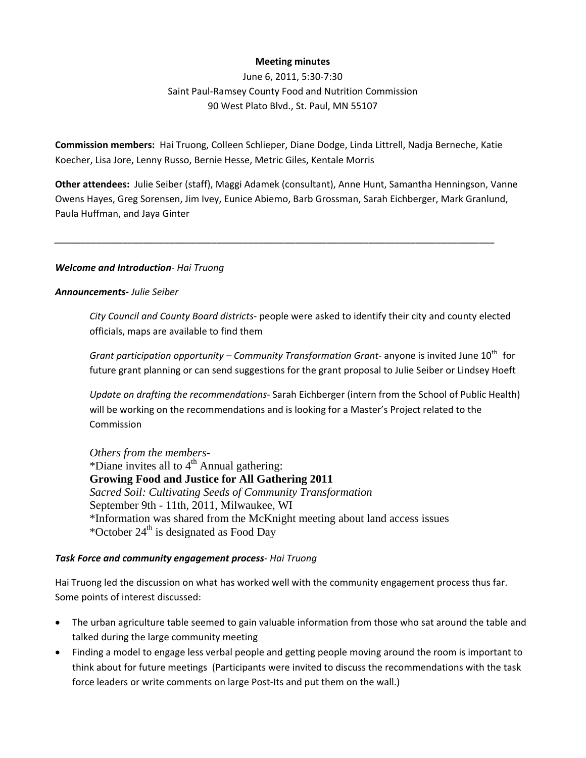**Meeting minutes**

June 6, 2011, 5:30-7:30

Saint Paul-Ramsey County Food and Nutrition Commission

90 West Plato Blvd., St. Paul, MN 55107

**Commission members:** Hai Truong, Colleen Schlieper, Diane Dodge, Linda Littrell, Nadja Berneche, Katie Koecher, Lisa Jore, Lenny Russo, Bernie Hesse, Metric Giles, Kentale Morris

**Other attendees:** Julie Seiber (staff), Maggi Adamek (consultant), Anne Hunt, Samantha Henningson, Vanne Owens Hayes, Greg Sorensen, Jim Ivey, Eunice Abiemo, Barb Grossman, Sarah Eichberger, Mark Granlund, Paula Huffman, and Jaya Ginter

---

***Welcome and Introduction**- Hai Truong*

***Announcements**- Julie Seiber*

> *City Council and County Board districts*- people were asked to identify their city and county elected officials, maps are available to find them
>
> *Grant participation opportunity – Community Transformation Grant*- anyone is invited June 10th for future grant planning or can send suggestions for the grant proposal to Julie Seiber or Lindsey Hoeft
>
> *Update on drafting the recommendations*- Sarah Eichberger (intern from the School of Public Health) will be working on the recommendations and is looking for a Master's Project related to the Commission
>
> *Others from the members*-
> *Diane invites all to 4th Annual gathering:
> **Growing Food and Justice for All Gathering 2011**
> *Sacred Soil: Cultivating Seeds of Community Transformation*
> September 9th - 11th, 2011, Milwaukee, WI
> *Information was shared from the McKnight meeting about land access issues
> *October 24th is designated as Food Day

***Task Force and community engagement process**- Hai Truong*

Hai Truong led the discussion on what has worked well with the community engagement process thus far. Some points of interest discussed:

- The urban agriculture table seemed to gain valuable information from those who sat around the table and talked during the large community meeting
- Finding a model to engage less verbal people and getting people moving around the room is important to think about for future meetings (Participants were invited to discuss the recommendations with the task force leaders or write comments on large Post-Its and put them on the wall.)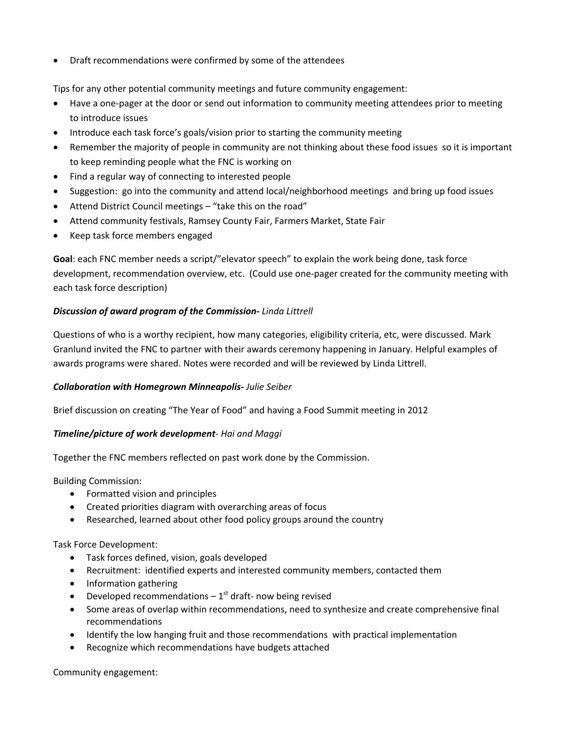- Draft recommendations were confirmed by some of the attendees

Tips for any other potential community meetings and future community engagement:

- Have a one-pager at the door or send out information to community meeting attendees prior to meeting to introduce issues
- Introduce each task force's goals/vision prior to starting the community meeting
- Remember the majority of people in community are not thinking about these food issues so it is important to keep reminding people what the FNC is working on
- Find a regular way of connecting to interested people
- Suggestion: go into the community and attend local/neighborhood meetings and bring up food issues
- Attend District Council meetings – "take this on the road"
- Attend community festivals, Ramsey County Fair, Farmers Market, State Fair
- Keep task force members engaged

**Goal**: each FNC member needs a script/"elevator speech" to explain the work being done, task force development, recommendation overview, etc. (Could use one-pager created for the community meeting with each task force description)

***Discussion of award program of the Commission-*** *Linda Littrell*

Questions of who is a worthy recipient, how many categories, eligibility criteria, etc, were discussed. Mark Granlund invited the FNC to partner with their awards ceremony happening in January. Helpful examples of awards programs were shared. Notes were recorded and will be reviewed by Linda Littrell.

***Collaboration with Homegrown Minneapolis-*** *Julie Seiber*

Brief discussion on creating "The Year of Food" and having a Food Summit meeting in 2012

***Timeline/picture of work development****- Hai and Maggi*

Together the FNC members reflected on past work done by the Commission.

Building Commission:

- Formatted vision and principles
- Created priorities diagram with overarching areas of focus
- Researched, learned about other food policy groups around the country

Task Force Development:

- Task forces defined, vision, goals developed
- Recruitment: identified experts and interested community members, contacted them
- Information gathering
- Developed recommendations – 1st draft- now being revised
- Some areas of overlap within recommendations, need to synthesize and create comprehensive final recommendations
- Identify the low hanging fruit and those recommendations with practical implementation
- Recognize which recommendations have budgets attached

Community engagement: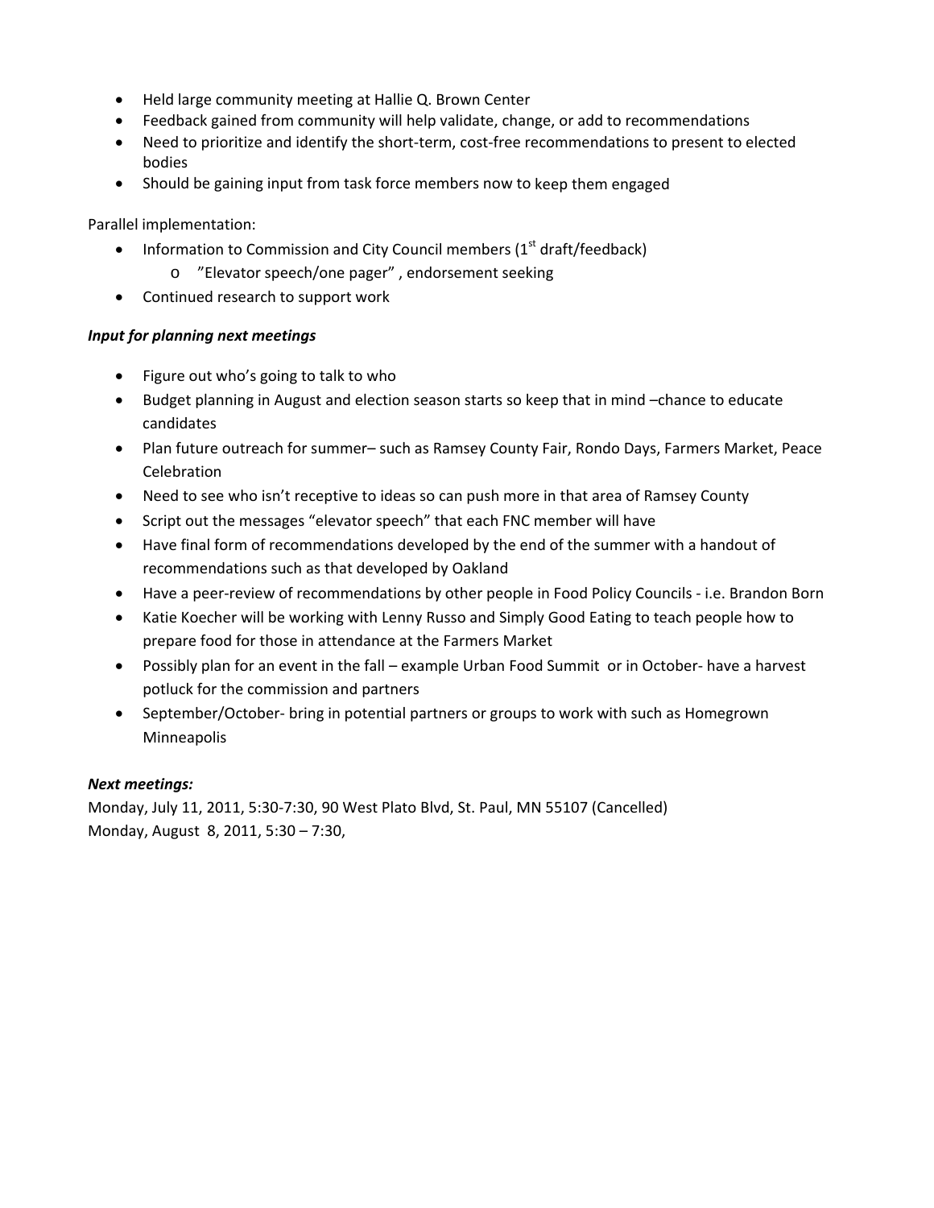- Held large community meeting at Hallie Q. Brown Center
- Feedback gained from community will help validate, change, or add to recommendations
- Need to prioritize and identify the short-term, cost-free recommendations to present to elected bodies
- Should be gaining input from task force members now to keep them engaged

Parallel implementation:

- Information to Commission and City Council members (1st draft/feedback)
  - "Elevator speech/one pager" , endorsement seeking
- Continued research to support work

***Input for planning next meetings***

- Figure out who's going to talk to who
- Budget planning in August and election season starts so keep that in mind –chance to educate candidates
- Plan future outreach for summer– such as Ramsey County Fair, Rondo Days, Farmers Market, Peace Celebration
- Need to see who isn't receptive to ideas so can push more in that area of Ramsey County
- Script out the messages "elevator speech" that each FNC member will have
- Have final form of recommendations developed by the end of the summer with a handout of recommendations such as that developed by Oakland
- Have a peer-review of recommendations by other people in Food Policy Councils - i.e. Brandon Born
- Katie Koecher will be working with Lenny Russo and Simply Good Eating to teach people how to prepare food for those in attendance at the Farmers Market
- Possibly plan for an event in the fall – example Urban Food Summit or in October- have a harvest potluck for the commission and partners
- September/October- bring in potential partners or groups to work with such as Homegrown Minneapolis

***Next meetings:***

Monday, July 11, 2011, 5:30-7:30, 90 West Plato Blvd, St. Paul, MN 55107 (Cancelled)
Monday, August 8, 2011, 5:30 – 7:30,